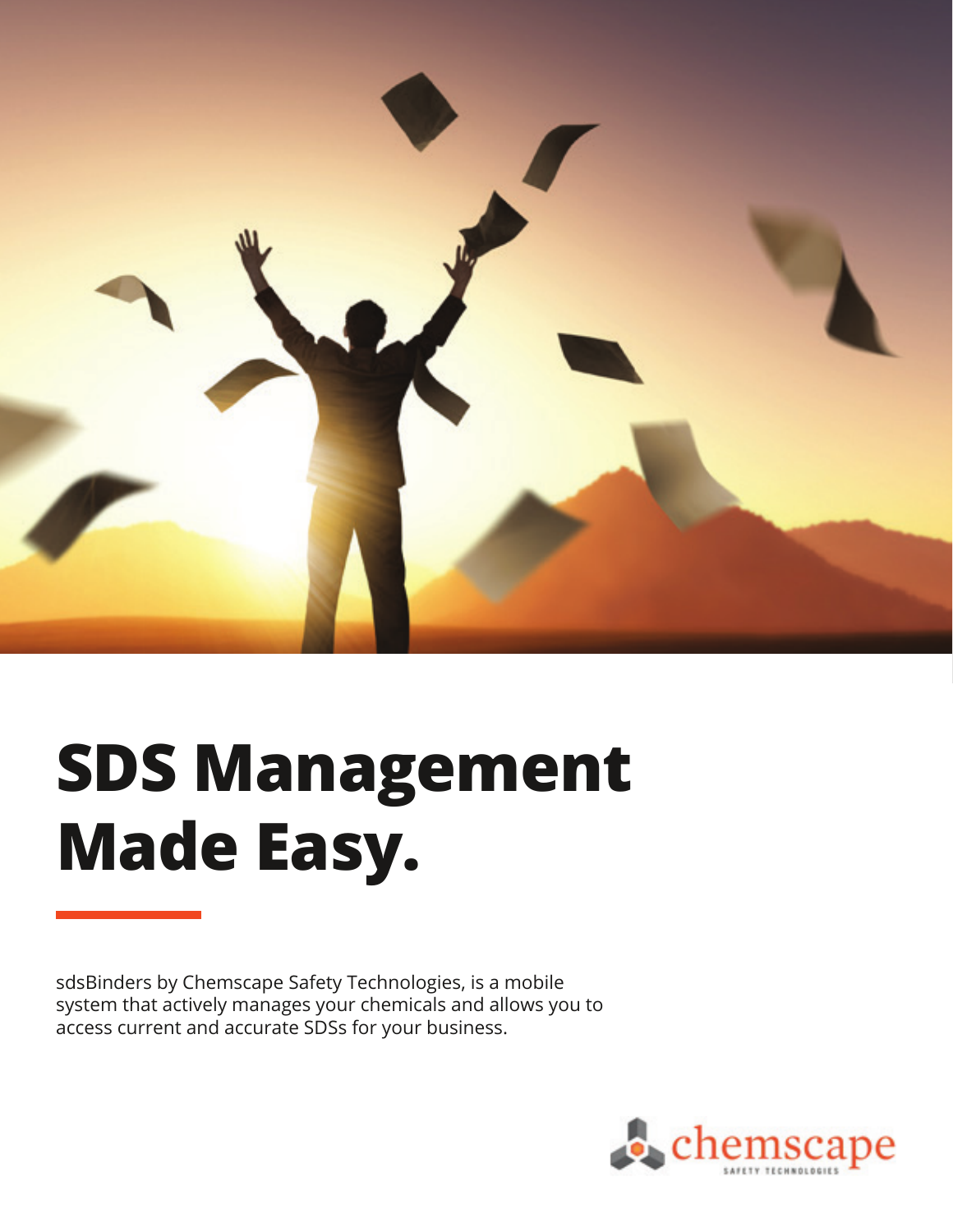# SDS Management Made Easy.

sdsBinders by Chemscape Safety Technologies, is a mobile system that actively manages your chemicals and allows you to access current and accurate SDSs for your business.

chemscape
SAFETY TECHNOLOGIES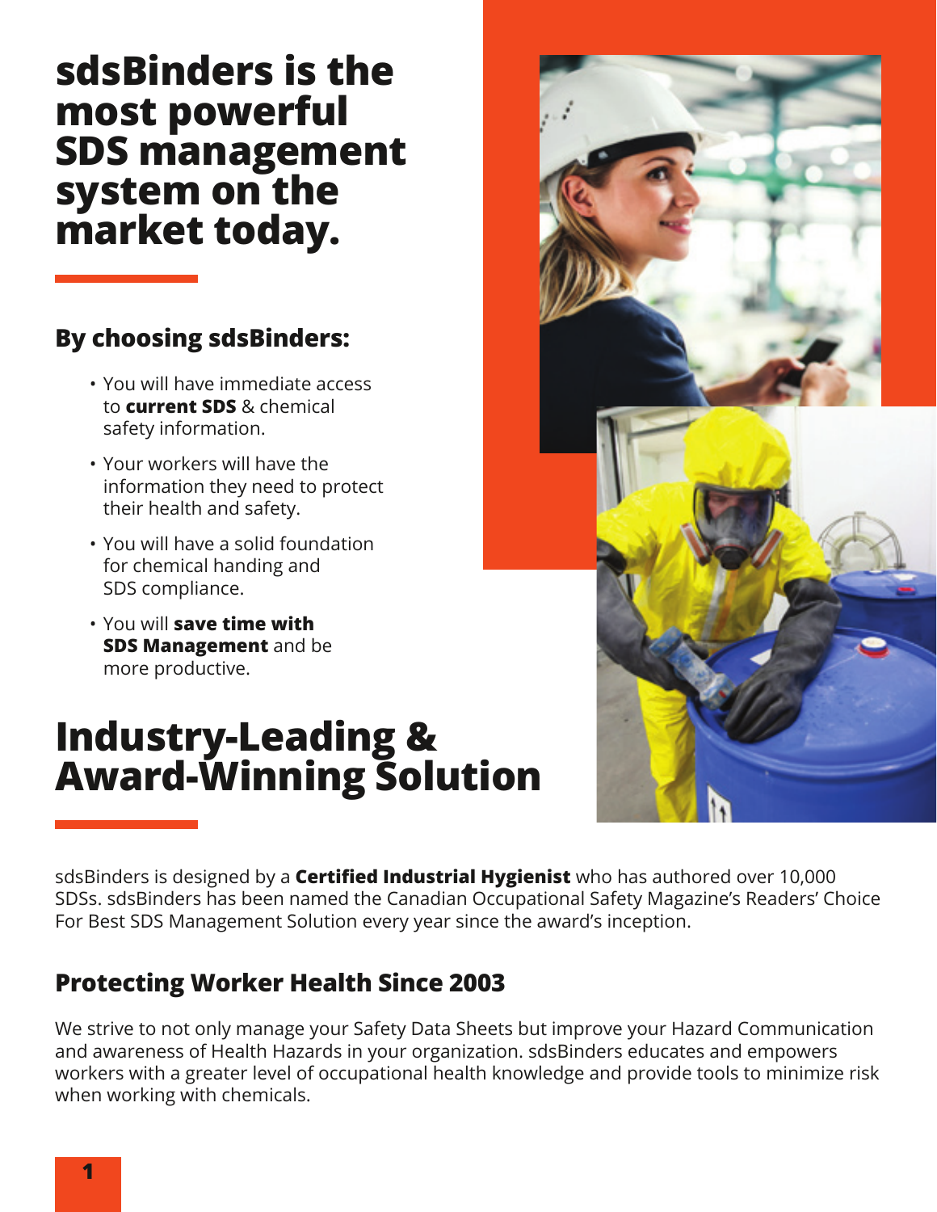# sdsBinders is the most powerful SDS management system on the market today.

## By choosing sdsBinders:

- You will have immediate access to **current SDS** & chemical safety information.
- Your workers will have the information they need to protect their health and safety.
- You will have a solid foundation for chemical handing and SDS compliance.
- You will **save time with SDS Management** and be more productive.

# Industry-Leading & Award-Winning Solution

sdsBinders is designed by a **Certified Industrial Hygienist** who has authored over 10,000 SDSs. sdsBinders has been named the Canadian Occupational Safety Magazine's Readers' Choice For Best SDS Management Solution every year since the award's inception.

## Protecting Worker Health Since 2003

We strive to not only manage your Safety Data Sheets but improve your Hazard Communication and awareness of Health Hazards in your organization. sdsBinders educates and empowers workers with a greater level of occupational health knowledge and provide tools to minimize risk when working with chemicals.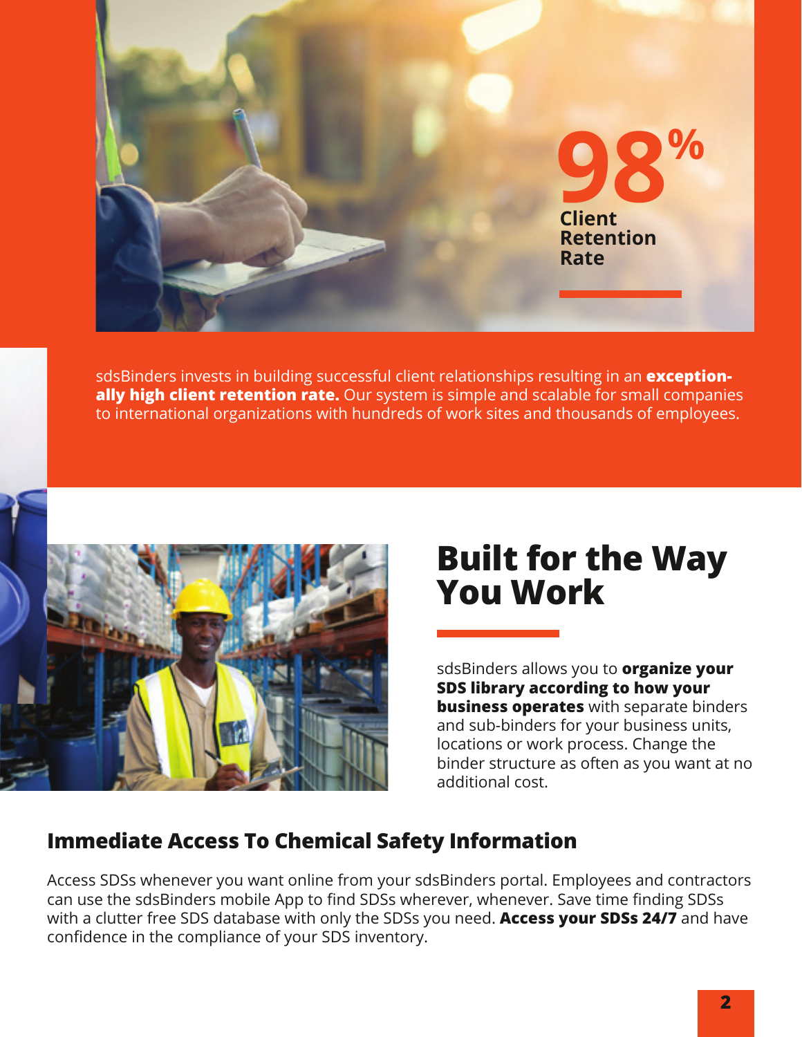**98%**
**Client Retention Rate**

sdsBinders invests in building successful client relationships resulting in an **exceptionally high client retention rate.** Our system is simple and scalable for small companies to international organizations with hundreds of work sites and thousands of employees.

# Built for the Way You Work

sdsBinders allows you to **organize your SDS library according to how your business operates** with separate binders and sub-binders for your business units, locations or work process. Change the binder structure as often as you want at no additional cost.

## Immediate Access To Chemical Safety Information

Access SDSs whenever you want online from your sdsBinders portal. Employees and contractors can use the sdsBinders mobile App to find SDSs wherever, whenever. Save time finding SDSs with a clutter free SDS database with only the SDSs you need. **Access your SDSs 24/7** and have confidence in the compliance of your SDS inventory.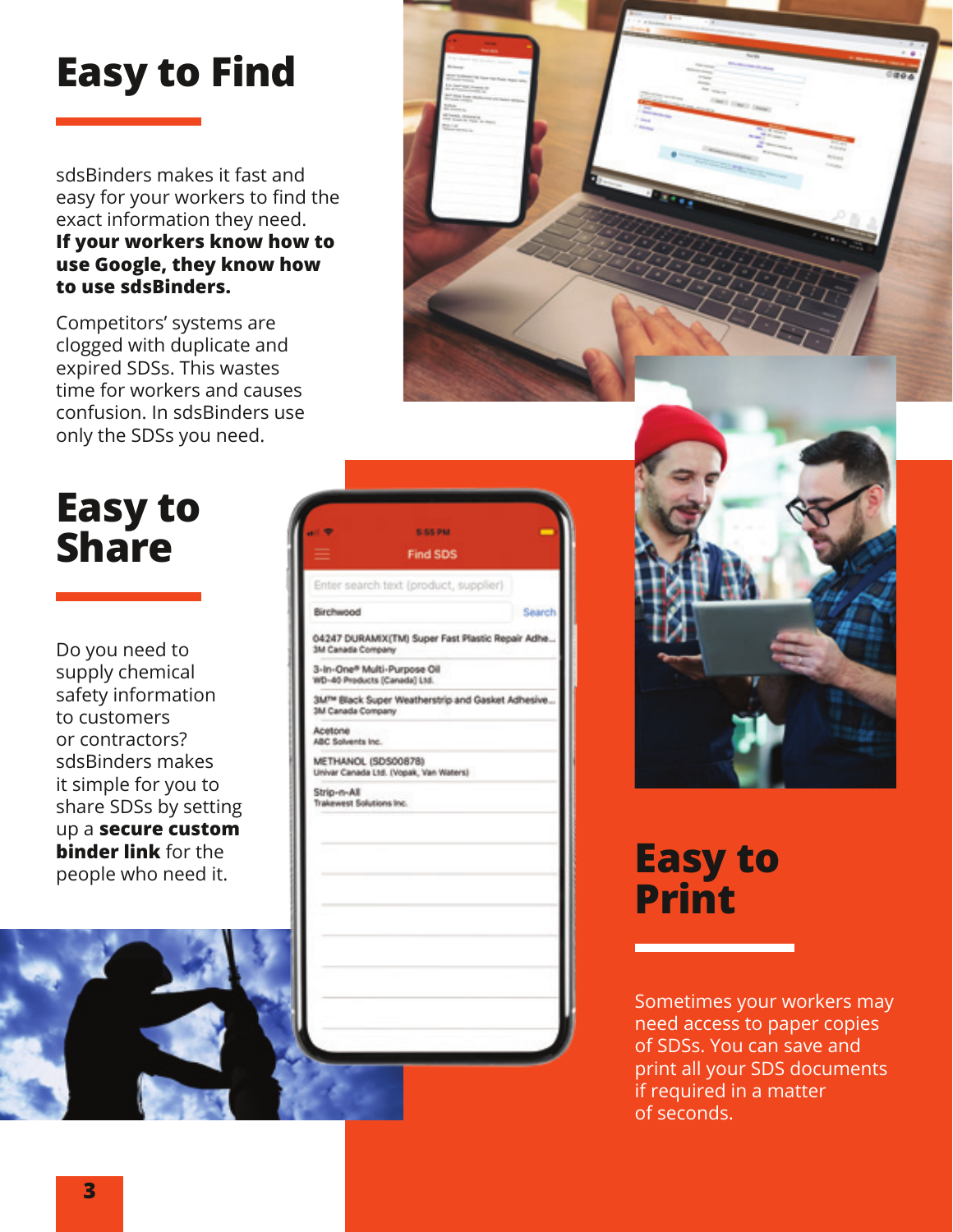# Easy to Find

sdsBinders makes it fast and easy for your workers to find the exact information they need. **If your workers know how to use Google, they know how to use sdsBinders.**

Competitors' systems are clogged with duplicate and expired SDSs. This wastes time for workers and causes confusion. In sdsBinders use only the SDSs you need.

# Easy to Share

Do you need to supply chemical safety information to customers or contractors? sdsBinders makes it simple for you to share SDSs by setting up a **secure custom binder link** for the people who need it.

# Easy to Print

Sometimes your workers may need access to paper copies of SDSs. You can save and print all your SDS documents if required in a matter of seconds.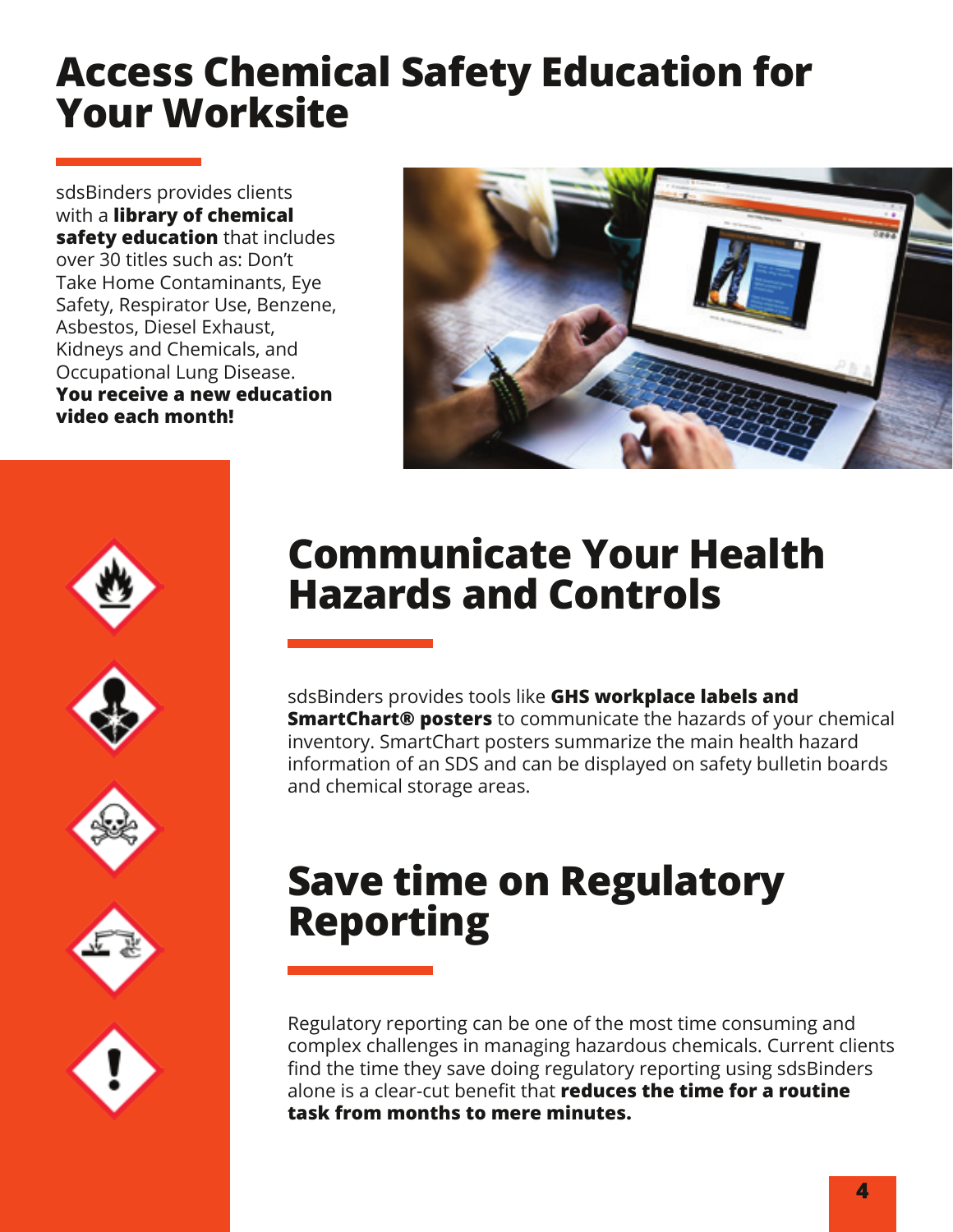# Access Chemical Safety Education for Your Worksite

sdsBinders provides clients with a **library of chemical safety education** that includes over 30 titles such as: Don't Take Home Contaminants, Eye Safety, Respirator Use, Benzene, Asbestos, Diesel Exhaust, Kidneys and Chemicals, and Occupational Lung Disease. **You receive a new education video each month!**

# Communicate Your Health Hazards and Controls

sdsBinders provides tools like **GHS workplace labels and SmartChart® posters** to communicate the hazards of your chemical inventory. SmartChart posters summarize the main health hazard information of an SDS and can be displayed on safety bulletin boards and chemical storage areas.

# Save time on Regulatory Reporting

Regulatory reporting can be one of the most time consuming and complex challenges in managing hazardous chemicals. Current clients find the time they save doing regulatory reporting using sdsBinders alone is a clear-cut benefit that **reduces the time for a routine task from months to mere minutes.**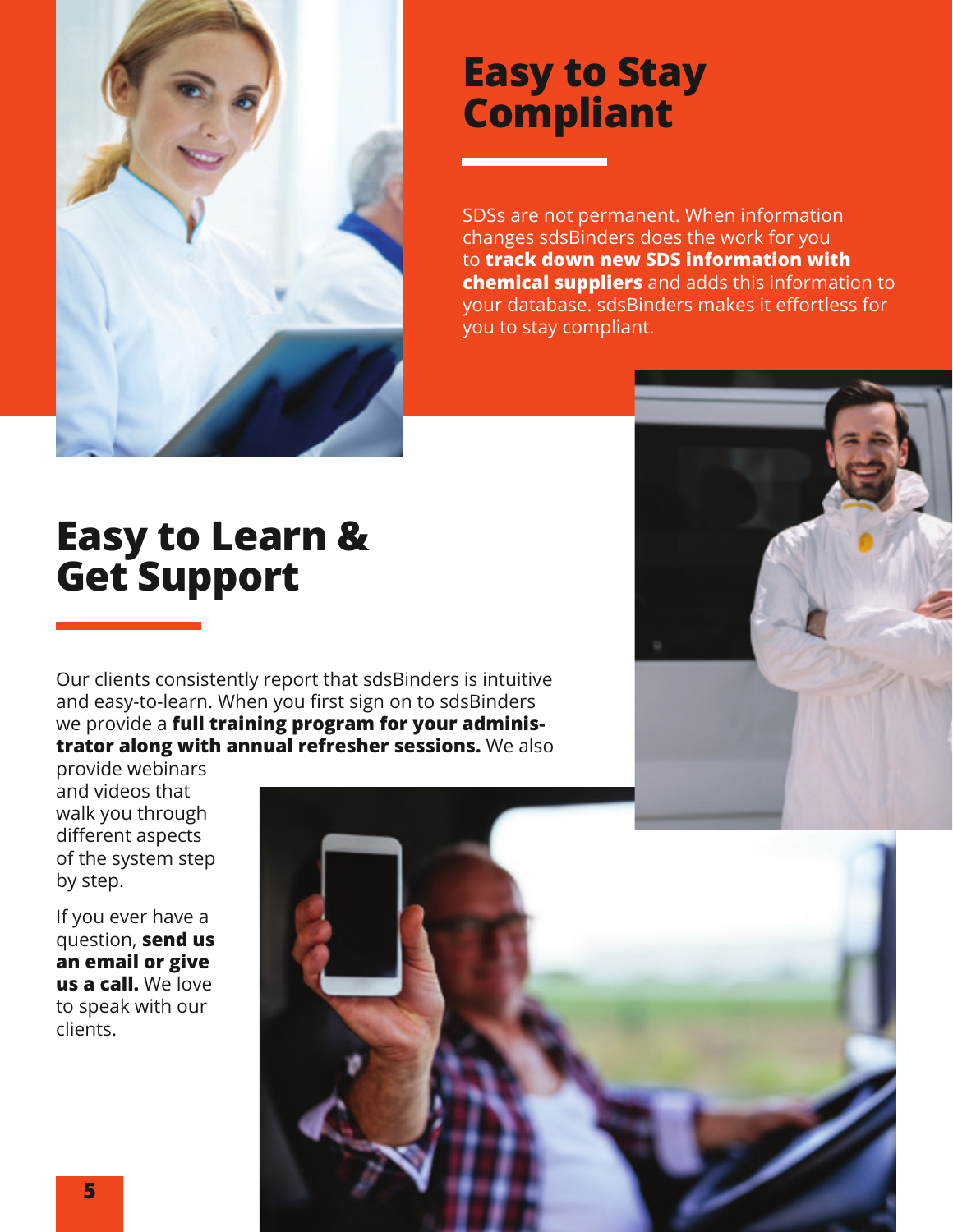## Easy to Stay Compliant

SDSs are not permanent. When information changes sdsBinders does the work for you to **track down new SDS information with chemical suppliers** and adds this information to your database. sdsBinders makes it effortless for you to stay compliant.

## Easy to Learn & Get Support

Our clients consistently report that sdsBinders is intuitive and easy-to-learn. When you first sign on to sdsBinders we provide a **full training program for your administrator along with annual refresher sessions.** We also provide webinars and videos that walk you through different aspects of the system step by step.

If you ever have a question, **send us an email or give us a call.** We love to speak with our clients.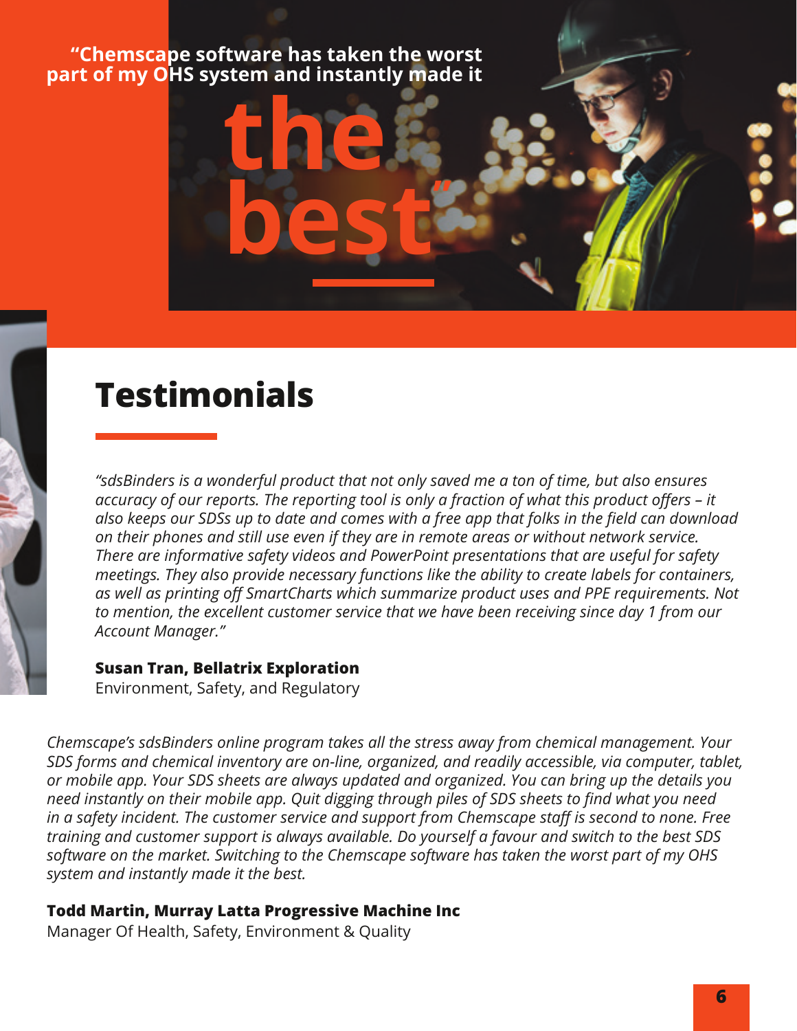**"Chemscape software has taken the worst part of my OHS system and instantly made it the best"**

# Testimonials

*"sdsBinders is a wonderful product that not only saved me a ton of time, but also ensures accuracy of our reports. The reporting tool is only a fraction of what this product offers – it also keeps our SDSs up to date and comes with a free app that folks in the field can download on their phones and still use even if they are in remote areas or without network service. There are informative safety videos and PowerPoint presentations that are useful for safety meetings. They also provide necessary functions like the ability to create labels for containers, as well as printing off SmartCharts which summarize product uses and PPE requirements. Not to mention, the excellent customer service that we have been receiving since day 1 from our Account Manager."*

**Susan Tran, Bellatrix Exploration**
Environment, Safety, and Regulatory

*Chemscape's sdsBinders online program takes all the stress away from chemical management. Your SDS forms and chemical inventory are on-line, organized, and readily accessible, via computer, tablet, or mobile app. Your SDS sheets are always updated and organized. You can bring up the details you need instantly on their mobile app. Quit digging through piles of SDS sheets to find what you need in a safety incident. The customer service and support from Chemscape staff is second to none. Free training and customer support is always available. Do yourself a favour and switch to the best SDS software on the market. Switching to the Chemscape software has taken the worst part of my OHS system and instantly made it the best.*

**Todd Martin, Murray Latta Progressive Machine Inc**
Manager Of Health, Safety, Environment & Quality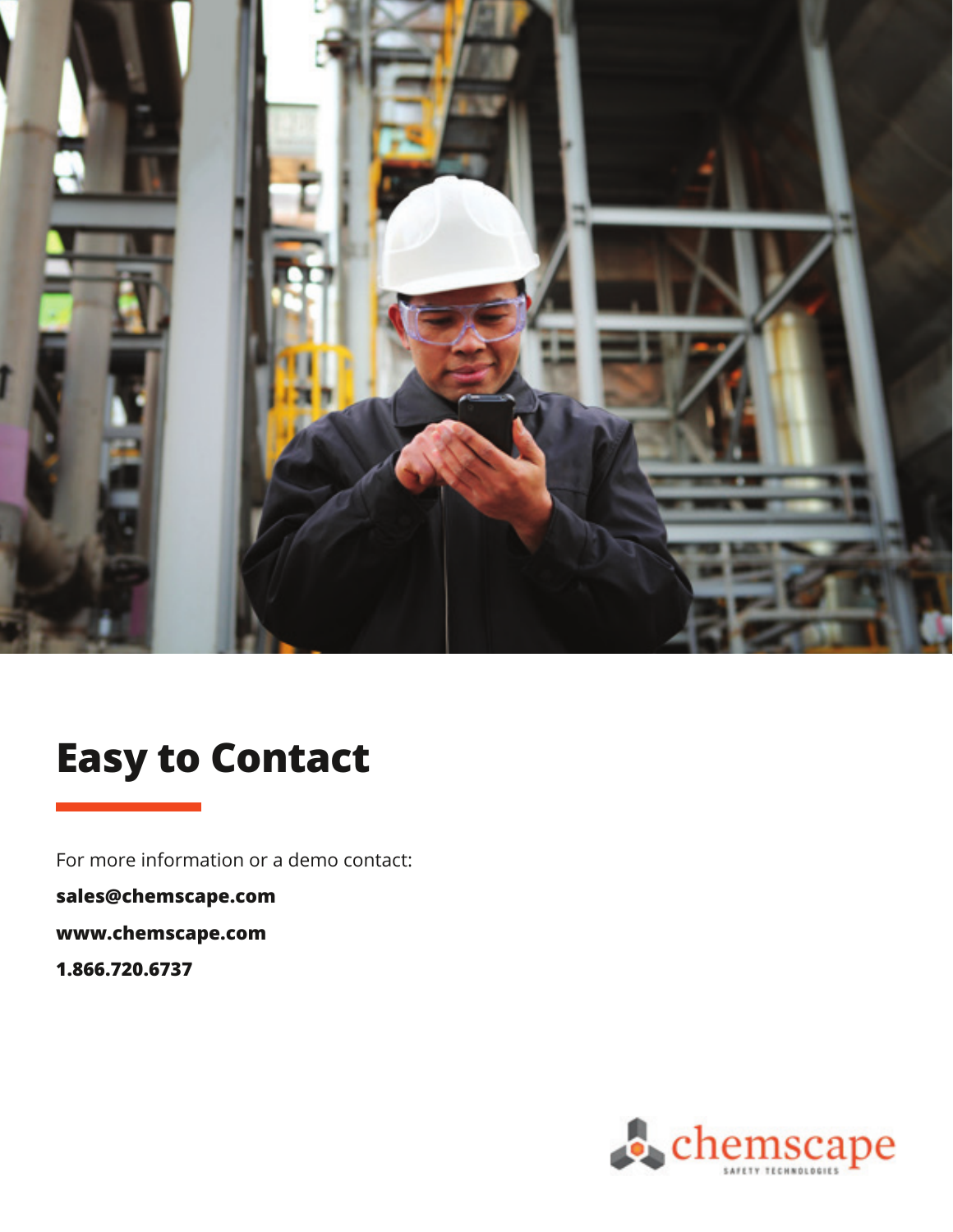# Easy to Contact

For more information or a demo contact:

**sales@chemscape.com**

**www.chemscape.com**

**1.866.720.6737**

chemscape

SAFETY TECHNOLOGIES